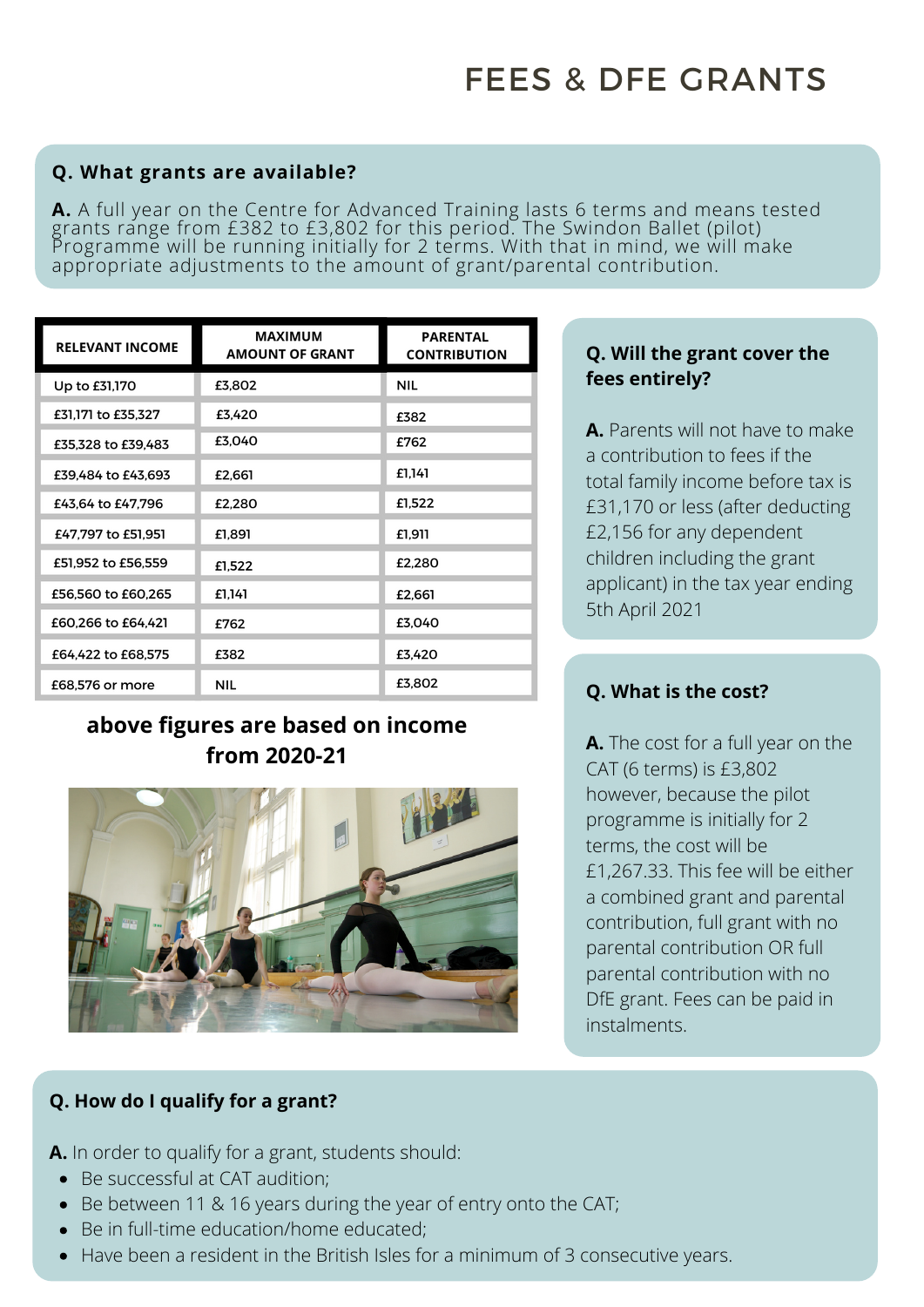# FEES & DFE GRANTS

**Q. What grants are available?**

**A.** A full year on the Centre for Advanced Training lasts 6 terms and means tested grants range from £382 to £3,802 for this period. The Swindon Ballet (pilot) Programme will be running initially for 2 terms. With that in mind, we will make appropriate adjustments to the amount of grant/parental contribution.

| RELEVANT INCOME | MAXIMUM AMOUNT OF GRANT | PARENTAL CONTRIBUTION |
|---|---|---|
| Up to £31,170 | £3,802 | NIL |
| £31,171 to £35,327 | £3,420 | £382 |
| £35,328 to £39,483 | £3,040 | £762 |
| £39,484 to £43,693 | £2,661 | £1,141 |
| £43,64 to £47,796 | £2,280 | £1,522 |
| £47,797 to £51,951 | £1,891 | £1,911 |
| £51,952 to £56,559 | £1,522 | £2,280 |
| £56,560 to £60,265 | £1,141 | £2,661 |
| £60,266 to £64,421 | £762 | £3,040 |
| £64,422 to £68,575 | £382 | £3,420 |
| £68,576 or more | NIL | £3,802 |

**above figures are based on income from 2020-21**

**Q. Will the grant cover the fees entirely?**

**A.** Parents will not have to make a contribution to fees if the total family income before tax is £31,170 or less (after deducting £2,156 for any dependent children including the grant applicant) in the tax year ending 5th April 2021

**Q. What is the cost?**

**A.** The cost for a full year on the CAT (6 terms) is £3,802 however, because the pilot programme is initially for 2 terms, the cost will be £1,267.33. This fee will be either a combined grant and parental contribution, full grant with no parental contribution OR full parental contribution with no DfE grant. Fees can be paid in instalments.

**Q. How do I qualify for a grant?**

**A.** In order to qualify for a grant, students should:

- Be successful at CAT audition;
- Be between 11 & 16 years during the year of entry onto the CAT;
- Be in full-time education/home educated;
- Have been a resident in the British Isles for a minimum of 3 consecutive years.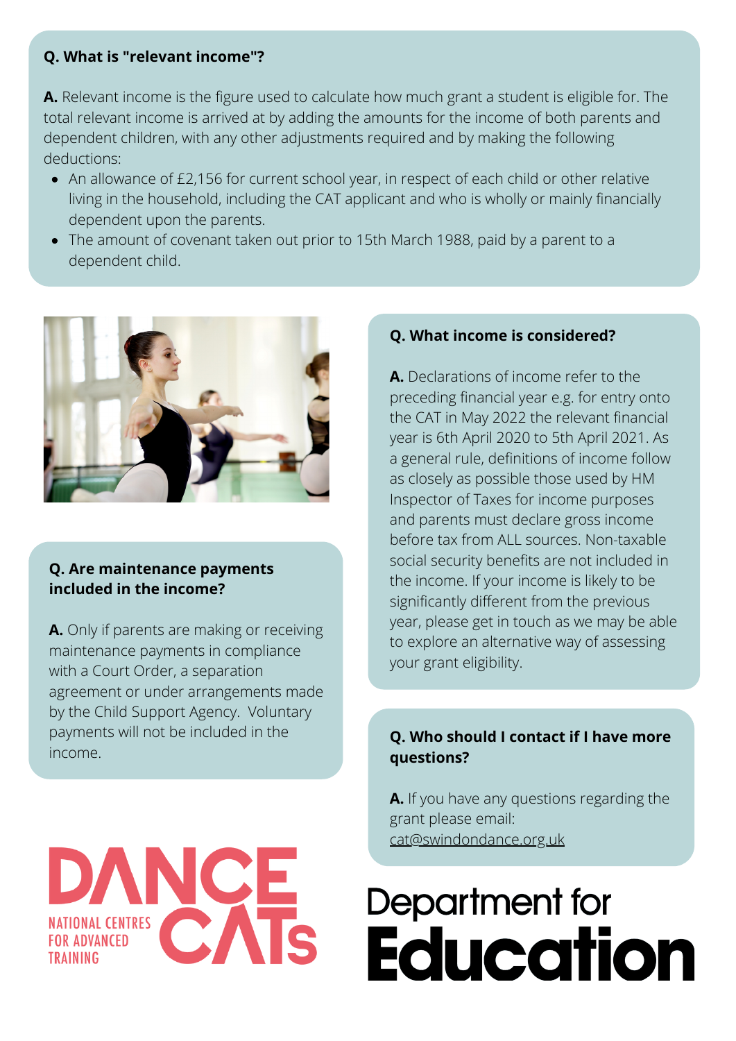**Q. What is "relevant income"?**

**A.** Relevant income is the figure used to calculate how much grant a student is eligible for. The total relevant income is arrived at by adding the amounts for the income of both parents and dependent children, with any other adjustments required and by making the following deductions:

- An allowance of £2,156 for current school year, in respect of each child or other relative living in the household, including the CAT applicant and who is wholly or mainly financially dependent upon the parents.
- The amount of covenant taken out prior to 15th March 1988, paid by a parent to a dependent child.

**Q. Are maintenance payments included in the income?**

**A.** Only if parents are making or receiving maintenance payments in compliance with a Court Order, a separation agreement or under arrangements made by the Child Support Agency. Voluntary payments will not be included in the income.

**Q. What income is considered?**

**A.** Declarations of income refer to the preceding financial year e.g. for entry onto the CAT in May 2022 the relevant financial year is 6th April 2020 to 5th April 2021. As a general rule, definitions of income follow as closely as possible those used by HM Inspector of Taxes for income purposes and parents must declare gross income before tax from ALL sources. Non-taxable social security benefits are not included in the income. If your income is likely to be significantly different from the previous year, please get in touch as we may be able to explore an alternative way of assessing your grant eligibility.

**Q. Who should I contact if I have more questions?**

**A.** If you have any questions regarding the grant please email: cat@swindondance.org.uk

DANCE CATs
NATIONAL CENTRES FOR ADVANCED TRAINING

Department for Education